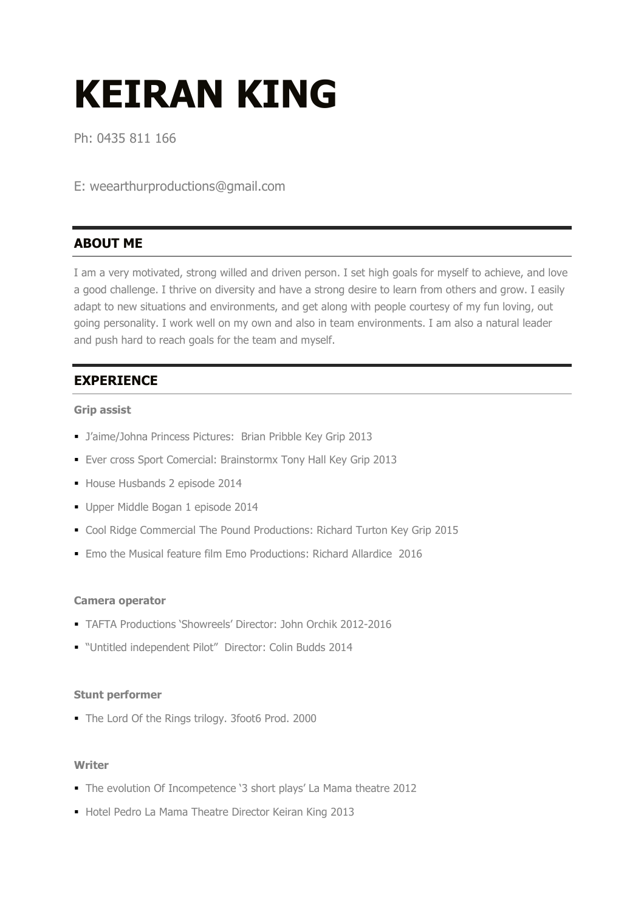# KEIRAN KING

Ph: 0435 811 166

E: weearthurproductions@gmail.com

## ABOUT ME

I am a very motivated, strong willed and driven person. I set high goals for myself to achieve, and love a good challenge. I thrive on diversity and have a strong desire to learn from others and grow. I easily adapt to new situations and environments, and get along with people courtesy of my fun loving, out going personality. I work well on my own and also in team environments. I am also a natural leader and push hard to reach goals for the team and myself.

## EXPERIENCE

**Grip assist**

- J'aime/Johna Princess Pictures: Brian Pribble Key Grip 2013
- Ever cross Sport Comercial: Brainstormx Tony Hall Key Grip 2013
- House Husbands 2 episode 2014
- Upper Middle Bogan 1 episode 2014
- Cool Ridge Commercial The Pound Productions: Richard Turton Key Grip 2015
- Emo the Musical feature film Emo Productions: Richard Allardice 2016

**Camera operator**

- TAFTA Productions 'Showreels' Director: John Orchik 2012-2016
- "Untitled independent Pilot" Director: Colin Budds 2014

**Stunt performer**

- The Lord Of the Rings trilogy. 3foot6 Prod. 2000

**Writer**

- The evolution Of Incompetence '3 short plays' La Mama theatre 2012
- Hotel Pedro La Mama Theatre Director Keiran King 2013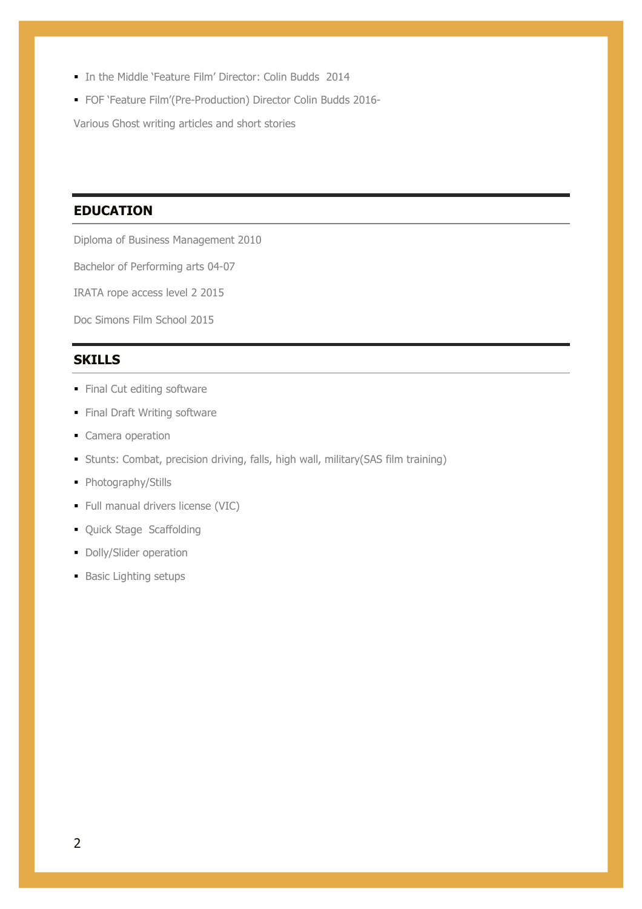- In the Middle 'Feature Film' Director: Colin Budds 2014
- FOF 'Feature Film'(Pre-Production) Director Colin Budds 2016-

Various Ghost writing articles and short stories

## EDUCATION

Diploma of Business Management 2010

Bachelor of Performing arts 04-07

IRATA rope access level 2 2015

Doc Simons Film School 2015

## SKILLS

- Final Cut editing software
- Final Draft Writing software
- Camera operation
- Stunts: Combat, precision driving, falls, high wall, military(SAS film training)
- Photography/Stills
- Full manual drivers license (VIC)
- Quick Stage Scaffolding
- Dolly/Slider operation
- Basic Lighting setups